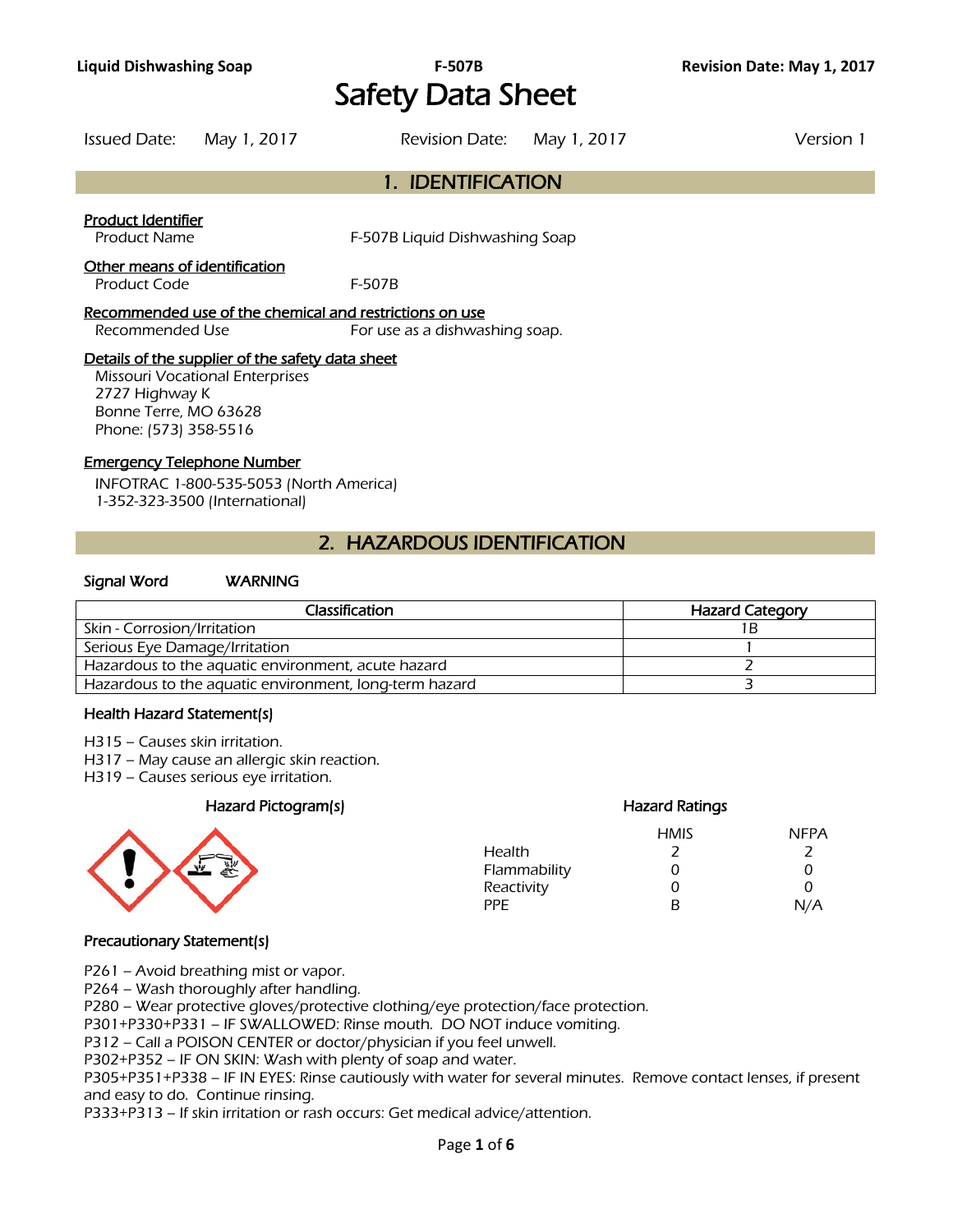# Safety Data Sheet

Issued Date: May 1, 2017 Revision Date: May 1, 2017 Version 1

## 1. IDENTIFICATION

**Product Identifier**

Product Name F-507B Liquid Dishwashing Soap

**Other means of identification**

Product Code F-507B

**Recommended use of the chemical and restrictions on use**

Recommended Use For use as a dishwashing soap.

**Details of the supplier of the safety data sheet**

Missouri Vocational Enterprises
2727 Highway K
Bonne Terre, MO 63628
Phone: (573) 358-5516

**Emergency Telephone Number**

INFOTRAC 1-800-535-5053 (North America)
1-352-323-3500 (International)

## 2. HAZARDOUS IDENTIFICATION

**Signal Word** WARNING

| Classification | Hazard Category |
| --- | --- |
| Skin - Corrosion/Irritation | 1B |
| Serious Eye Damage/Irritation | 1 |
| Hazardous to the aquatic environment, acute hazard | 2 |
| Hazardous to the aquatic environment, long-term hazard | 3 |

### Health Hazard Statement(s)

H315 – Causes skin irritation.
H317 – May cause an allergic skin reaction.
H319 – Causes serious eye irritation.

### Hazard Pictogram(s)

### Hazard Ratings

| | HMIS | NFPA |
| --- | --- | --- |
| Health | 2 | 2 |
| Flammability | 0 | 0 |
| Reactivity | 0 | 0 |
| PPE | B | N/A |

### Precautionary Statement(s)

P261 – Avoid breathing mist or vapor.
P264 – Wash thoroughly after handling.
P280 – Wear protective gloves/protective clothing/eye protection/face protection.
P301+P330+P331 – IF SWALLOWED: Rinse mouth. DO NOT induce vomiting.
P312 – Call a POISON CENTER or doctor/physician if you feel unwell.
P302+P352 – IF ON SKIN: Wash with plenty of soap and water.
P305+P351+P338 – IF IN EYES: Rinse cautiously with water for several minutes. Remove contact lenses, if present and easy to do. Continue rinsing.
P333+P313 – If skin irritation or rash occurs: Get medical advice/attention.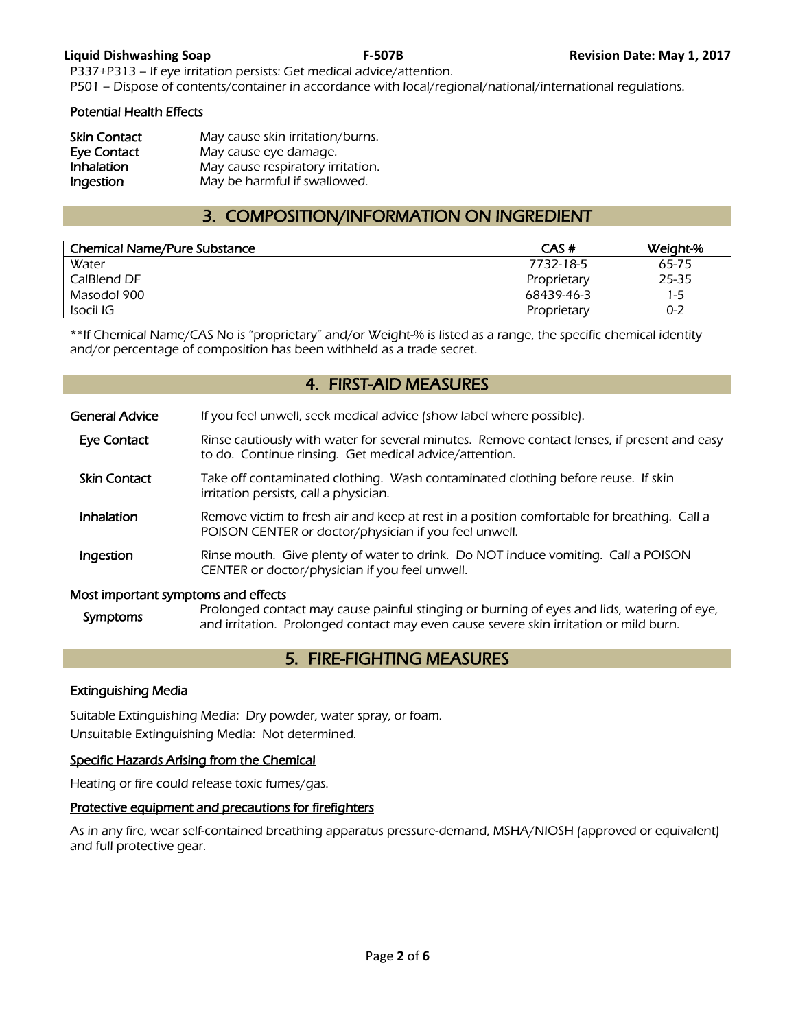P337+P313 – If eye irritation persists: Get medical advice/attention.
P501 – Dispose of contents/container in accordance with local/regional/national/international regulations.

### Potential Health Effects

| | |
|---|---|
| **Skin Contact** | May cause skin irritation/burns. |
| **Eye Contact** | May cause eye damage. |
| **Inhalation** | May cause respiratory irritation. |
| **Ingestion** | May be harmful if swallowed. |

## 3. COMPOSITION/INFORMATION ON INGREDIENT

| Chemical Name/Pure Substance | CAS # | Weight-% |
|---|---|---|
| Water | 7732-18-5 | 65-75 |
| CalBlend DF | Proprietary | 25-35 |
| Masodol 900 | 68439-46-3 | 1-5 |
| Isocil IG | Proprietary | 0-2 |

**If Chemical Name/CAS No is "proprietary" and/or Weight-% is listed as a range, the specific chemical identity and/or percentage of composition has been withheld as a trade secret.

## 4. FIRST-AID MEASURES

**General Advice** If you feel unwell, seek medical advice (show label where possible).

**Eye Contact** Rinse cautiously with water for several minutes. Remove contact lenses, if present and easy to do. Continue rinsing. Get medical advice/attention.

**Skin Contact** Take off contaminated clothing. Wash contaminated clothing before reuse. If skin irritation persists, call a physician.

**Inhalation** Remove victim to fresh air and keep at rest in a position comfortable for breathing. Call a POISON CENTER or doctor/physician if you feel unwell.

**Ingestion** Rinse mouth. Give plenty of water to drink. Do NOT induce vomiting. Call a POISON CENTER or doctor/physician if you feel unwell.

### Most important symptoms and effects

**Symptoms** Prolonged contact may cause painful stinging or burning of eyes and lids, watering of eye, and irritation. Prolonged contact may even cause severe skin irritation or mild burn.

## 5. FIRE-FIGHTING MEASURES

### Extinguishing Media

Suitable Extinguishing Media: Dry powder, water spray, or foam.
Unsuitable Extinguishing Media: Not determined.

### Specific Hazards Arising from the Chemical

Heating or fire could release toxic fumes/gas.

### Protective equipment and precautions for firefighters

As in any fire, wear self-contained breathing apparatus pressure-demand, MSHA/NIOSH (approved or equivalent) and full protective gear.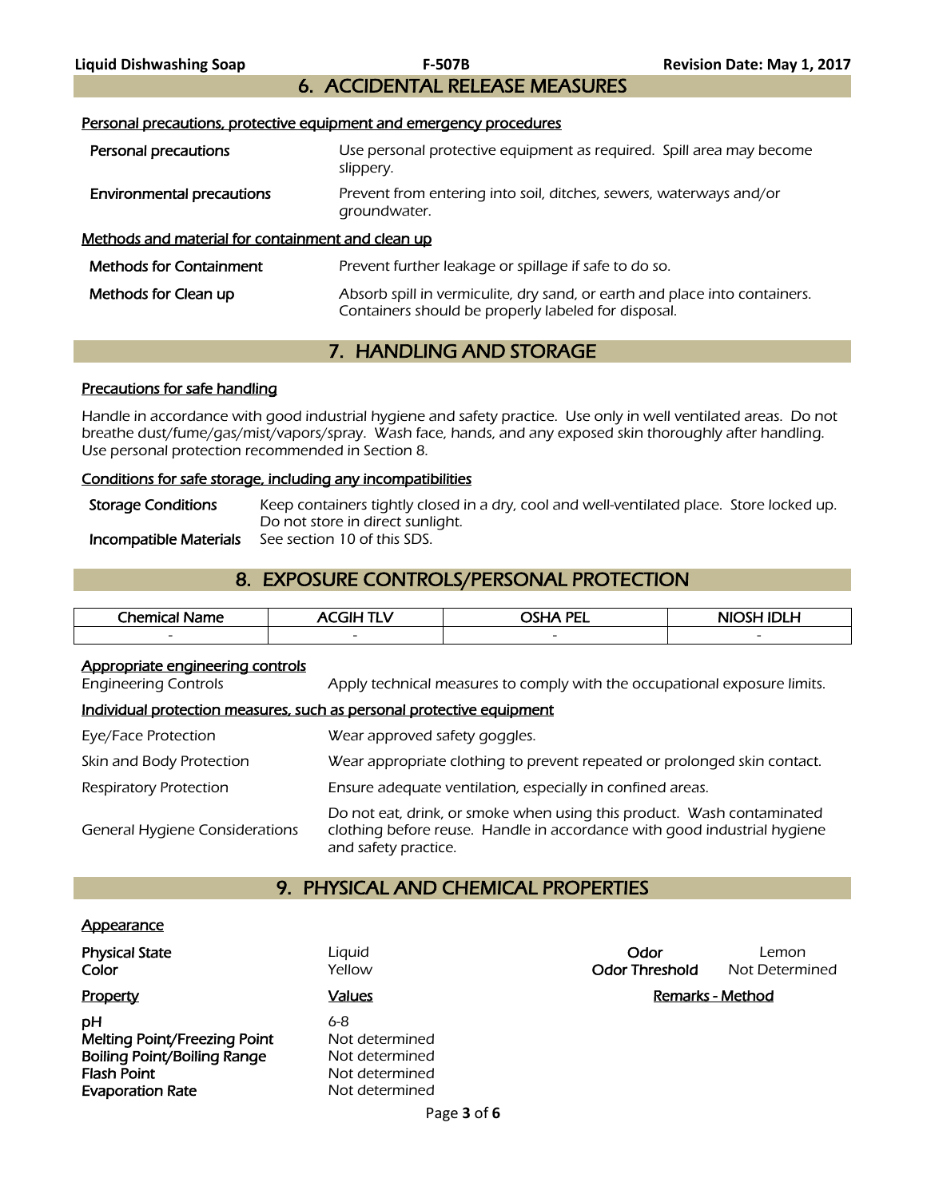## 6. ACCIDENTAL RELEASE MEASURES

**Personal precautions, protective equipment and emergency procedures**

| | |
|---|---|
| **Personal precautions** | Use personal protective equipment as required. Spill area may become slippery. |
| **Environmental precautions** | Prevent from entering into soil, ditches, sewers, waterways and/or groundwater. |

**Methods and material for containment and clean up**

| | |
|---|---|
| **Methods for Containment** | Prevent further leakage or spillage if safe to do so. |
| **Methods for Clean up** | Absorb spill in vermiculite, dry sand, or earth and place into containers. Containers should be properly labeled for disposal. |

## 7. HANDLING AND STORAGE

**Precautions for safe handling**

Handle in accordance with good industrial hygiene and safety practice. Use only in well ventilated areas. Do not breathe dust/fume/gas/mist/vapors/spray. Wash face, hands, and any exposed skin thoroughly after handling. Use personal protection recommended in Section 8.

**Conditions for safe storage, including any incompatibilities**

| | |
|---|---|
| **Storage Conditions** | Keep containers tightly closed in a dry, cool and well-ventilated place. Store locked up. Do not store in direct sunlight. |
| **Incompatible Materials** | See section 10 of this SDS. |

## 8. EXPOSURE CONTROLS/PERSONAL PROTECTION

| Chemical Name | ACGIH TLV | OSHA PEL | NIOSH IDLH |
|---|---|---|---|
| - | - | - | - |

**Appropriate engineering controls**

| | |
|---|---|
| Engineering Controls | Apply technical measures to comply with the occupational exposure limits. |

**Individual protection measures, such as personal protective equipment**

| | |
|---|---|
| Eye/Face Protection | Wear approved safety goggles. |
| Skin and Body Protection | Wear appropriate clothing to prevent repeated or prolonged skin contact. |
| Respiratory Protection | Ensure adequate ventilation, especially in confined areas. |
| General Hygiene Considerations | Do not eat, drink, or smoke when using this product. Wash contaminated clothing before reuse. Handle in accordance with good industrial hygiene and safety practice. |

## 9. PHYSICAL AND CHEMICAL PROPERTIES

**Appearance**

| | | | |
|---|---|---|---|
| **Physical State** | Liquid | **Odor** | Lemon |
| **Color** | Yellow | **Odor Threshold** | Not Determined |

| **Property** | **Values** | **Remarks - Method** |
|---|---|---|
| **pH** | 6-8 | |
| **Melting Point/Freezing Point** | Not determined | |
| **Boiling Point/Boiling Range** | Not determined | |
| **Flash Point** | Not determined | |
| **Evaporation Rate** | Not determined | |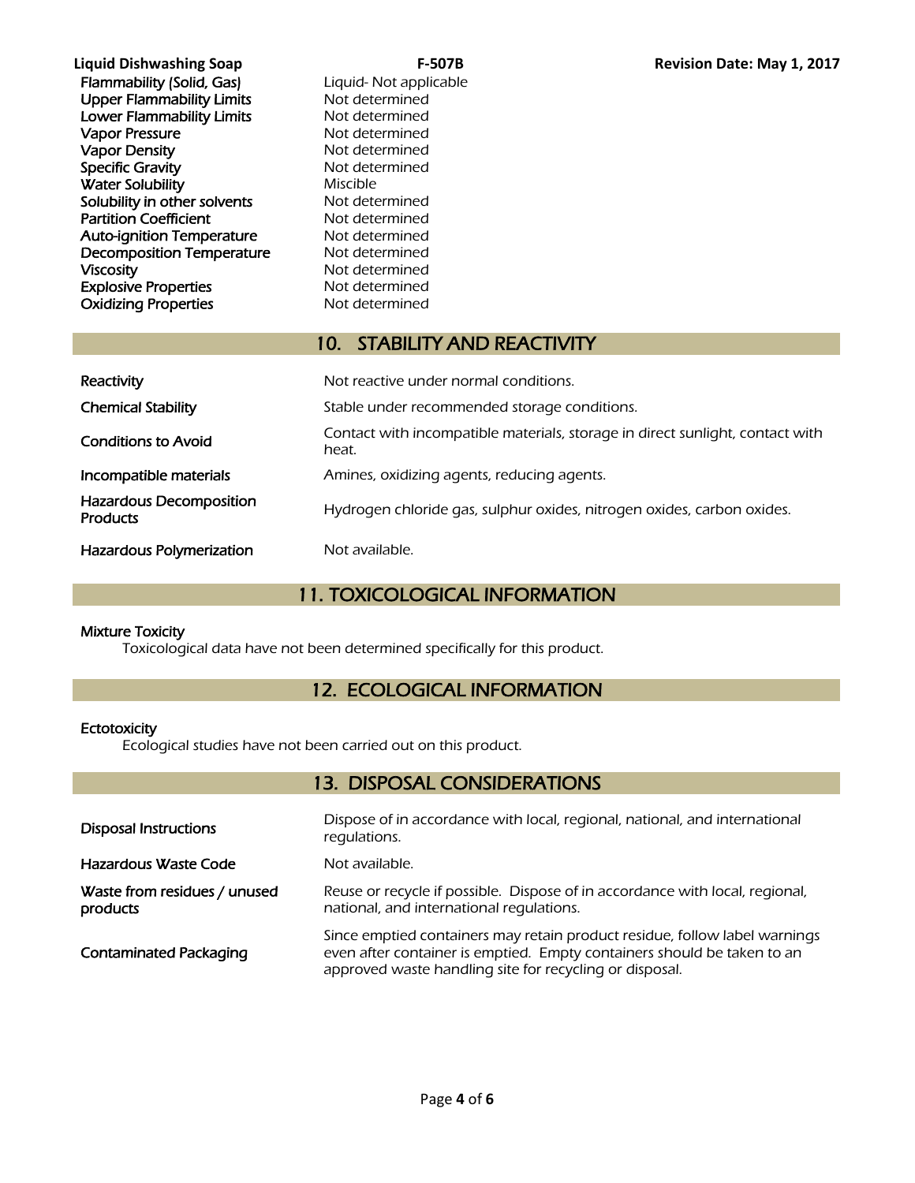| | |
|---|---|
| Flammability (Solid, Gas) | Liquid- Not applicable |
| Upper Flammability Limits | Not determined |
| Lower Flammability Limits | Not determined |
| Vapor Pressure | Not determined |
| Vapor Density | Not determined |
| Specific Gravity | Not determined |
| Water Solubility | Miscible |
| Solubility in other solvents | Not determined |
| Partition Coefficient | Not determined |
| Auto-ignition Temperature | Not determined |
| Decomposition Temperature | Not determined |
| Viscosity | Not determined |
| Explosive Properties | Not determined |
| Oxidizing Properties | Not determined |

## 10. STABILITY AND REACTIVITY

| | |
|---|---|
| Reactivity | Not reactive under normal conditions. |
| Chemical Stability | Stable under recommended storage conditions. |
| Conditions to Avoid | Contact with incompatible materials, storage in direct sunlight, contact with heat. |
| Incompatible materials | Amines, oxidizing agents, reducing agents. |
| Hazardous Decomposition Products | Hydrogen chloride gas, sulphur oxides, nitrogen oxides, carbon oxides. |
| Hazardous Polymerization | Not available. |

## 11. TOXICOLOGICAL INFORMATION

**Mixture Toxicity**

Toxicological data have not been determined specifically for this product.

## 12. ECOLOGICAL INFORMATION

**Ectotoxicity**

Ecological studies have not been carried out on this product.

## 13. DISPOSAL CONSIDERATIONS

| | |
|---|---|
| Disposal Instructions | Dispose of in accordance with local, regional, national, and international regulations. |
| Hazardous Waste Code | Not available. |
| Waste from residues / unused products | Reuse or recycle if possible. Dispose of in accordance with local, regional, national, and international regulations. |
| Contaminated Packaging | Since emptied containers may retain product residue, follow label warnings even after container is emptied. Empty containers should be taken to an approved waste handling site for recycling or disposal. |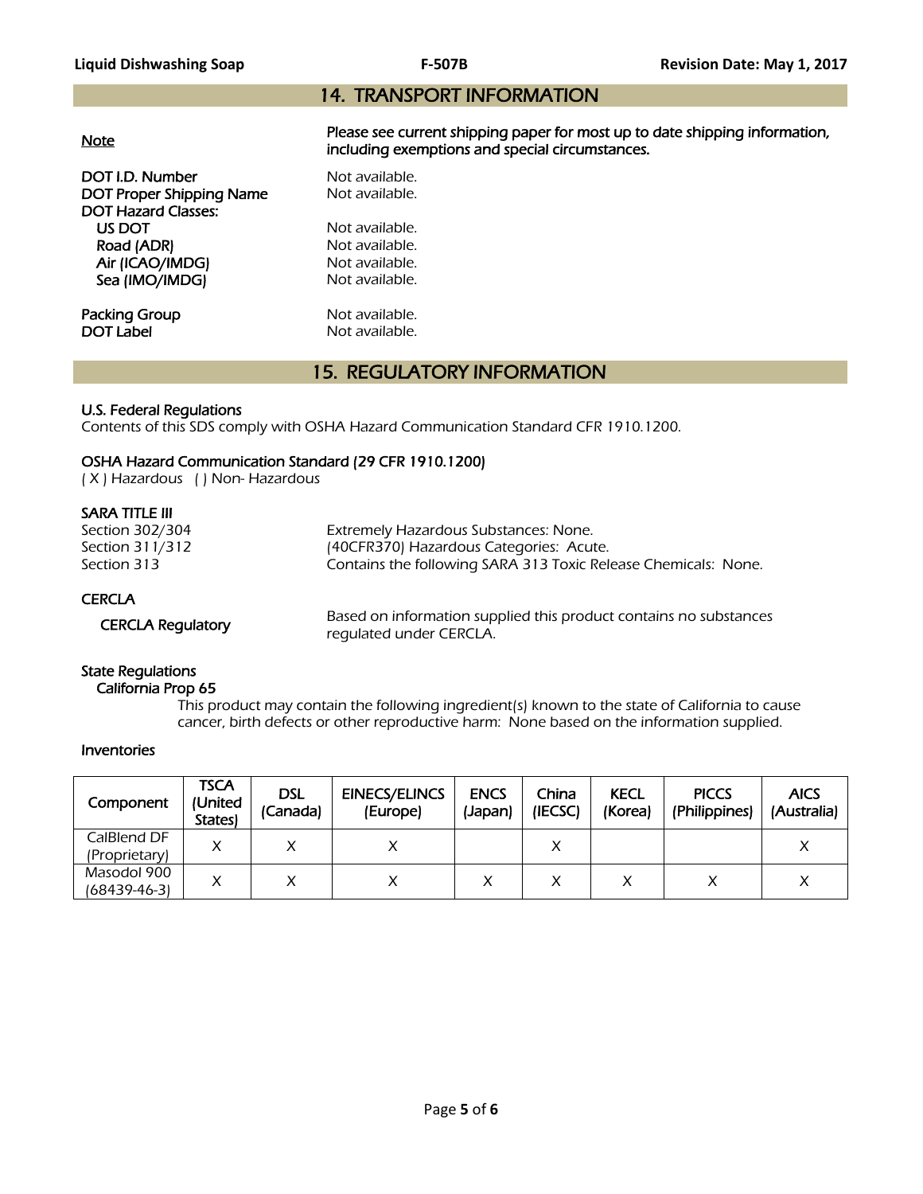## 14. TRANSPORT INFORMATION

**Note** — **Please see current shipping paper for most up to date shipping information, including exemptions and special circumstances.**

**DOT I.D. Number** Not available.
**DOT Proper Shipping Name** Not available.
**DOT Hazard Classes:**
- **US DOT** Not available.
- **Road (ADR)** Not available.
- **Air (ICAO/IMDG)** Not available.
- **Sea (IMO/IMDG)** Not available.

**Packing Group** Not available.
**DOT Label** Not available.

## 15. REGULATORY INFORMATION

**U.S. Federal Regulations**
*Contents of this SDS comply with OSHA Hazard Communication Standard CFR 1910.1200.*

**OSHA Hazard Communication Standard (29 CFR 1910.1200)**
*( X ) Hazardous ( ) Non- Hazardous*

**SARA TITLE III**
Section 302/304 — Extremely Hazardous Substances: None.
Section 311/312 — (40CFR370) Hazardous Categories: Acute.
Section 313 — Contains the following SARA 313 Toxic Release Chemicals: None.

**CERCLA**

**CERCLA Regulatory** — Based on information supplied this product contains no substances regulated under CERCLA.

**State Regulations**
**California Prop 65**
This product may contain the following ingredient(s) known to the state of California to cause cancer, birth defects or other reproductive harm: None based on the information supplied.

**Inventories**

| Component | TSCA (United States) | DSL (Canada) | EINECS/ELINCS (Europe) | ENCS (Japan) | China (IECSC) | KECL (Korea) | PICCS (Philippines) | AICS (Australia) |
|---|---|---|---|---|---|---|---|---|
| CalBlend DF (Proprietary) | X | X | X | | X | | | X |
| Masodol 900 (68439-46-3) | X | X | X | X | X | X | X | X |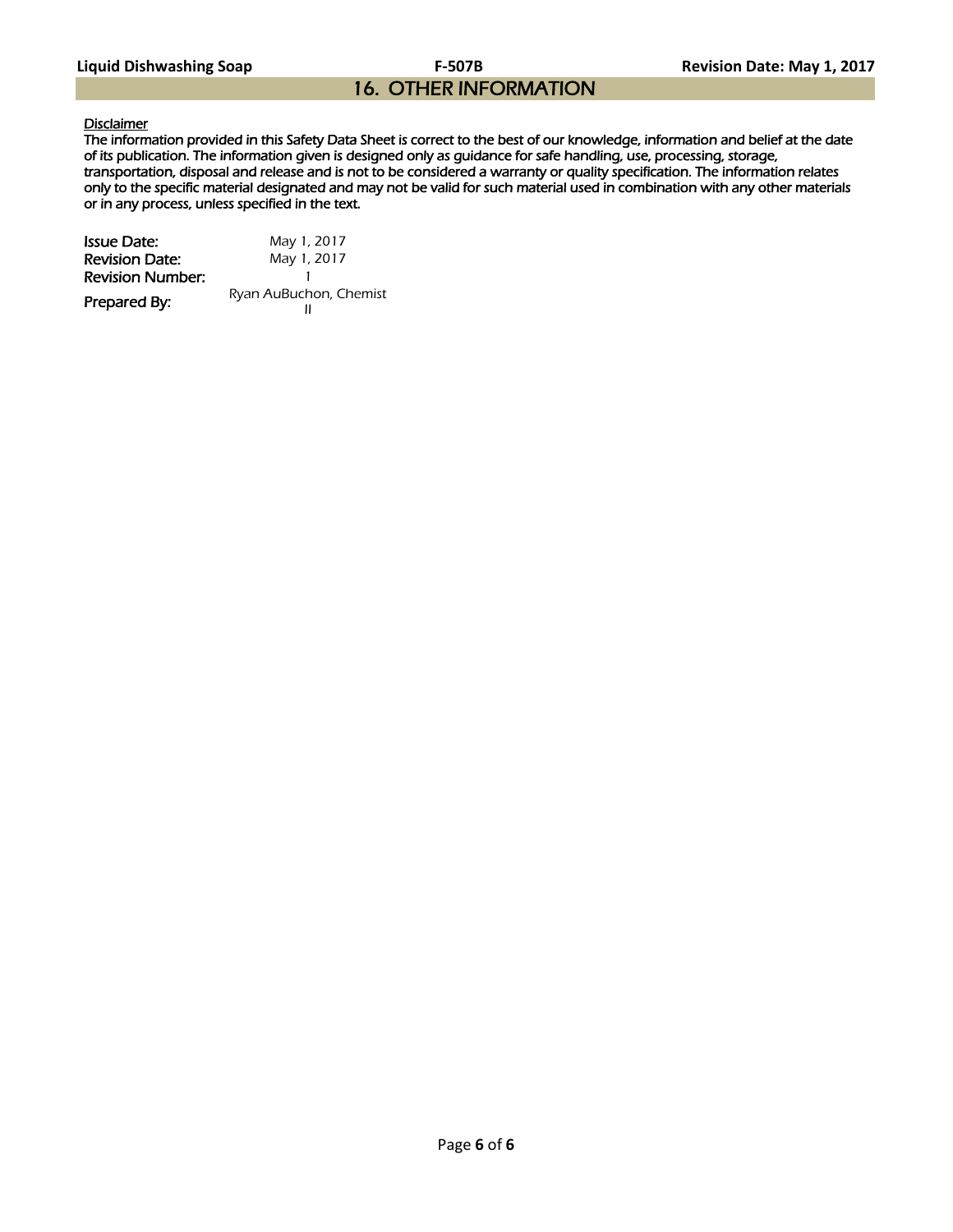## 16. OTHER INFORMATION

Disclaimer

The information provided in this Safety Data Sheet is correct to the best of our knowledge, information and belief at the date of its publication. The information given is designed only as guidance for safe handling, use, processing, storage, transportation, disposal and release and is not to be considered a warranty or quality specification. The information relates only to the specific material designated and may not be valid for such material used in combination with any other materials or in any process, unless specified in the text.

| | |
|---|---|
| Issue Date: | May 1, 2017 |
| Revision Date: | May 1, 2017 |
| Revision Number: | 1 |
| Prepared By: | Ryan AuBuchon, Chemist II |